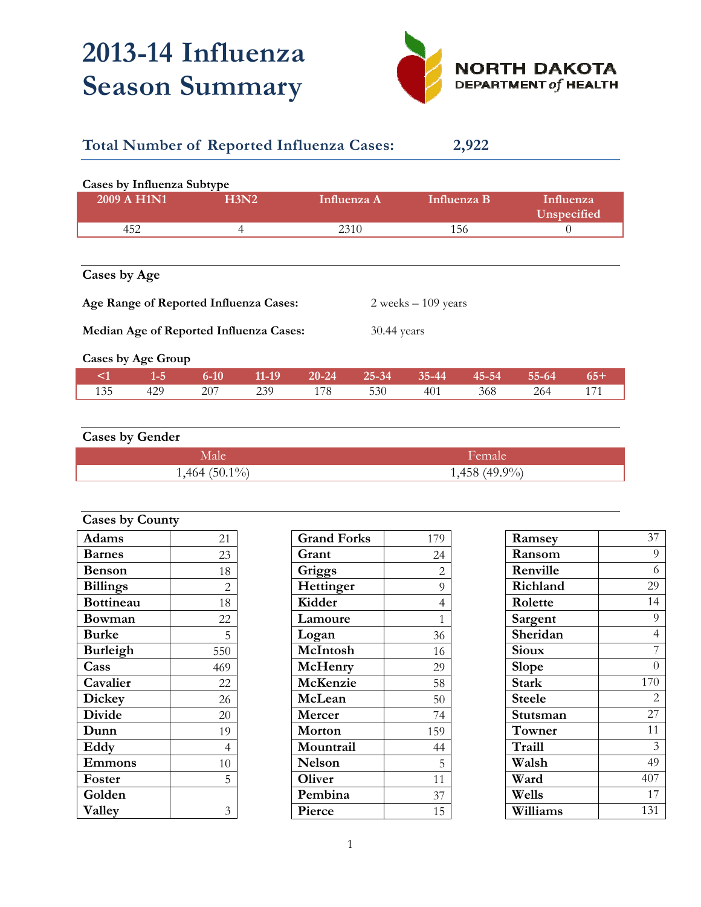# 2013-14 Influenza Season Summary

NORTH DAKOTA DEPARTMENT *of* HEALTH

## Total Number of Reported Influenza Cases: 2,922

### Cases by Influenza Subtype

| 2009 A H1N1 | H3N2 | Influenza A | Influenza B | Influenza Unspecified |
|---|---|---|---|---|
| 452 | 4 | 2310 | 156 | 0 |

### Cases by Age

**Age Range of Reported Influenza Cases:** 2 weeks – 109 years

**Median Age of Reported Influenza Cases:** 30.44 years

**Cases by Age Group**

| <1 | 1-5 | 6-10 | 11-19 | 20-24 | 25-34 | 35-44 | 45-54 | 55-64 | 65+ |
|---|---|---|---|---|---|---|---|---|---|
| 135 | 429 | 207 | 239 | 178 | 530 | 401 | 368 | 264 | 171 |

### Cases by Gender

| Male | Female |
|---|---|
| 1,464 (50.1%) | 1,458 (49.9%) |

### Cases by County

| County | Cases |
|---|---|
| Adams | 21 |
| Barnes | 23 |
| Benson | 18 |
| Billings | 2 |
| Bottineau | 18 |
| Bowman | 22 |
| Burke | 5 |
| Burleigh | 550 |
| Cass | 469 |
| Cavalier | 22 |
| Dickey | 26 |
| Divide | 20 |
| Dunn | 19 |
| Eddy | 4 |
| Emmons | 10 |
| Foster | 5 |
| Golden Valley | 3 |
| Grand Forks | 179 |
| Grant | 24 |
| Griggs | 2 |
| Hettinger | 9 |
| Kidder | 4 |
| Lamoure | 1 |
| Logan | 36 |
| McIntosh | 16 |
| McHenry | 29 |
| McKenzie | 58 |
| McLean | 50 |
| Mercer | 74 |
| Morton | 159 |
| Mountrail | 44 |
| Nelson | 5 |
| Oliver | 11 |
| Pembina | 37 |
| Pierce | 15 |
| Ramsey | 37 |
| Ransom | 9 |
| Renville | 6 |
| Richland | 29 |
| Rolette | 14 |
| Sargent | 9 |
| Sheridan | 4 |
| Sioux | 7 |
| Slope | 0 |
| Stark | 170 |
| Steele | 2 |
| Stutsman | 27 |
| Towner | 11 |
| Traill | 3 |
| Walsh | 49 |
| Ward | 407 |
| Wells | 17 |
| Williams | 131 |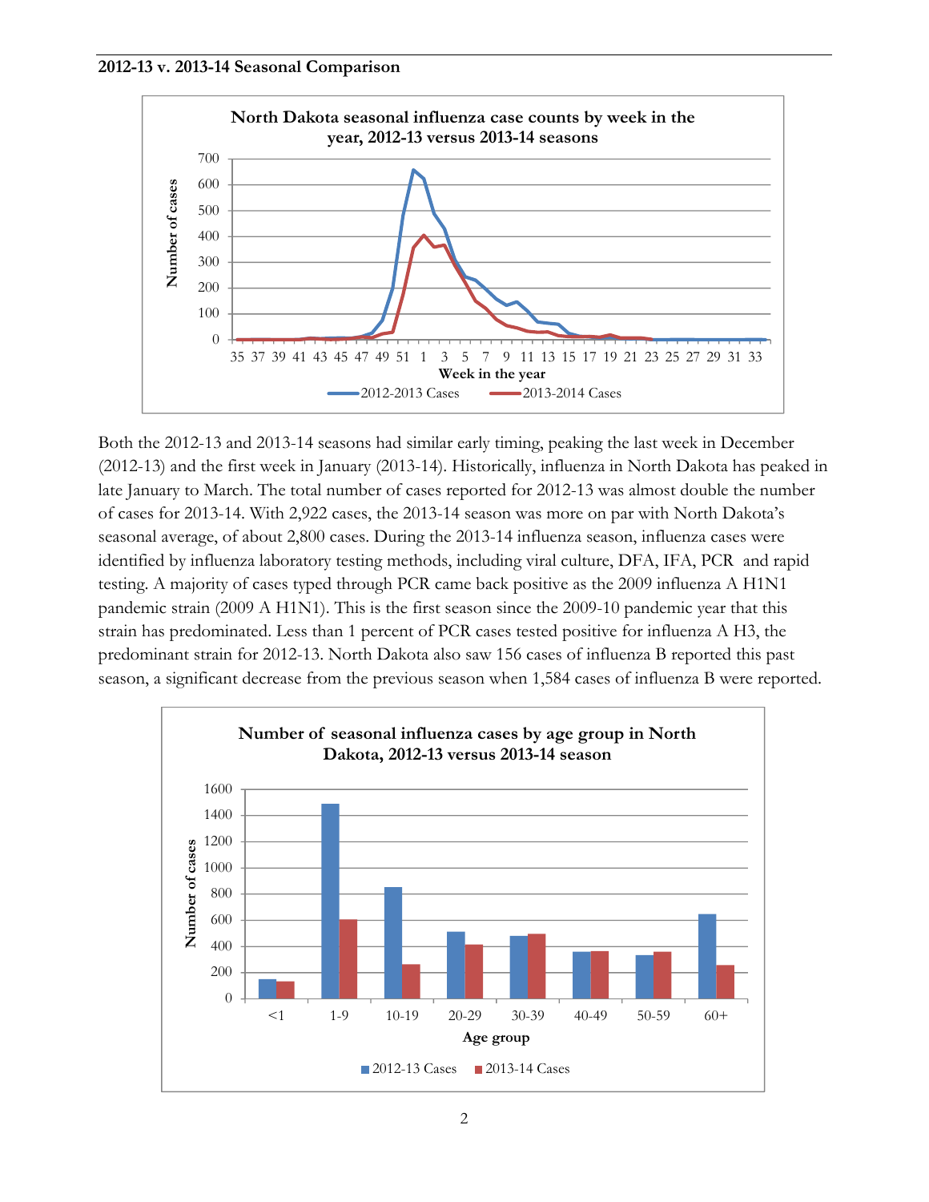**2012-13 v. 2013-14 Seasonal Comparison**

Both the 2012-13 and 2013-14 seasons had similar early timing, peaking the last week in December (2012-13) and the first week in January (2013-14). Historically, influenza in North Dakota has peaked in late January to March. The total number of cases reported for 2012-13 was almost double the number of cases for 2013-14. With 2,922 cases, the 2013-14 season was more on par with North Dakota's seasonal average, of about 2,800 cases. During the 2013-14 influenza season, influenza cases were identified by influenza laboratory testing methods, including viral culture, DFA, IFA, PCR and rapid testing. A majority of cases typed through PCR came back positive as the 2009 influenza A H1N1 pandemic strain (2009 A H1N1). This is the first season since the 2009-10 pandemic year that this strain has predominated. Less than 1 percent of PCR cases tested positive for influenza A H3, the predominant strain for 2012-13. North Dakota also saw 156 cases of influenza B reported this past season, a significant decrease from the previous season when 1,584 cases of influenza B were reported.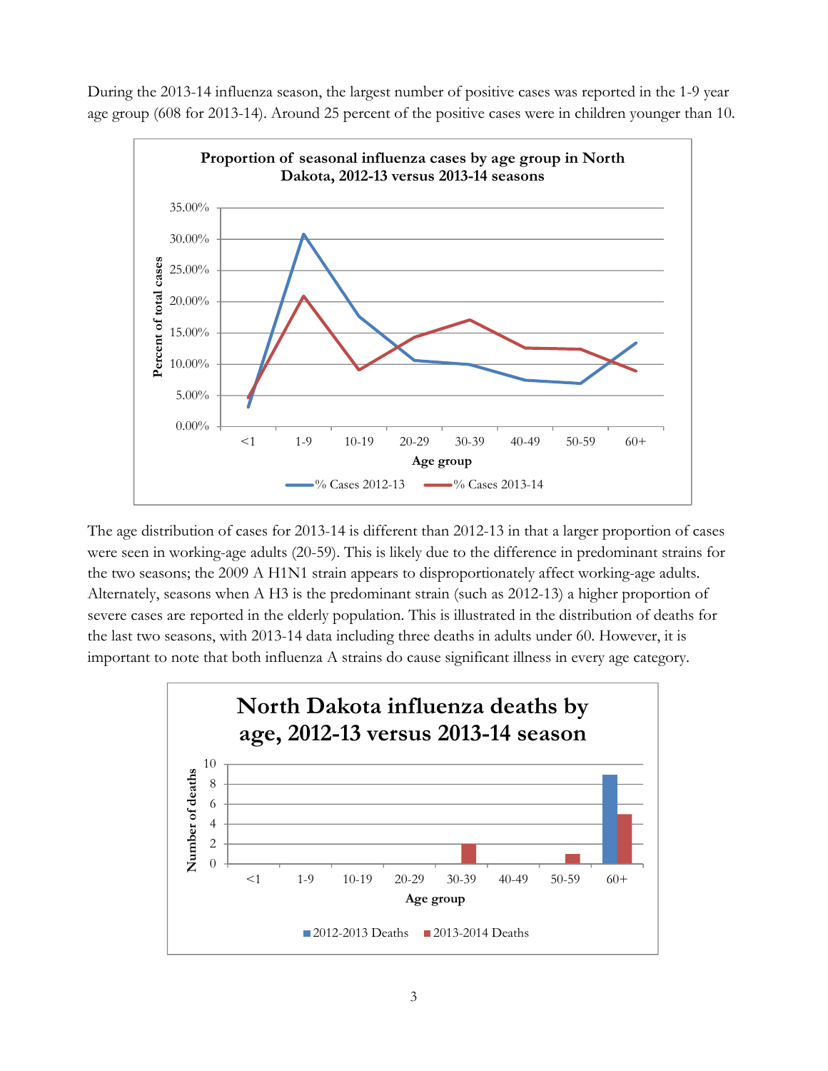During the 2013-14 influenza season, the largest number of positive cases was reported in the 1-9 year age group (608 for 2013-14). Around 25 percent of the positive cases were in children younger than 10.

The age distribution of cases for 2013-14 is different than 2012-13 in that a larger proportion of cases were seen in working-age adults (20-59). This is likely due to the difference in predominant strains for the two seasons; the 2009 A H1N1 strain appears to disproportionately affect working-age adults. Alternately, seasons when A H3 is the predominant strain (such as 2012-13) a higher proportion of severe cases are reported in the elderly population. This is illustrated in the distribution of deaths for the last two seasons, with 2013-14 data including three deaths in adults under 60. However, it is important to note that both influenza A strains do cause significant illness in every age category.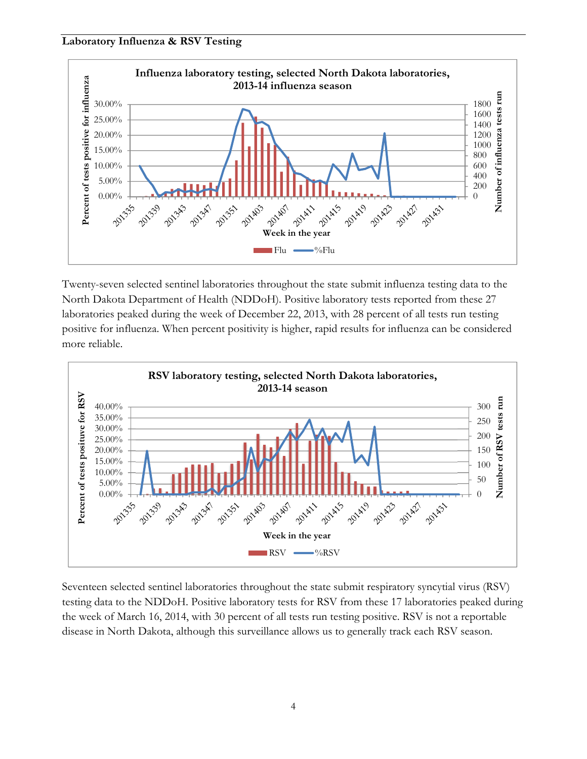**Laboratory Influenza & RSV Testing**

Twenty-seven selected sentinel laboratories throughout the state submit influenza testing data to the North Dakota Department of Health (NDDoH). Positive laboratory tests reported from these 27 laboratories peaked during the week of December 22, 2013, with 28 percent of all tests run testing positive for influenza. When percent positivity is higher, rapid results for influenza can be considered more reliable.

Seventeen selected sentinel laboratories throughout the state submit respiratory syncytial virus (RSV) testing data to the NDDoH. Positive laboratory tests for RSV from these 17 laboratories peaked during the week of March 16, 2014, with 30 percent of all tests run testing positive. RSV is not a reportable disease in North Dakota, although this surveillance allows us to generally track each RSV season.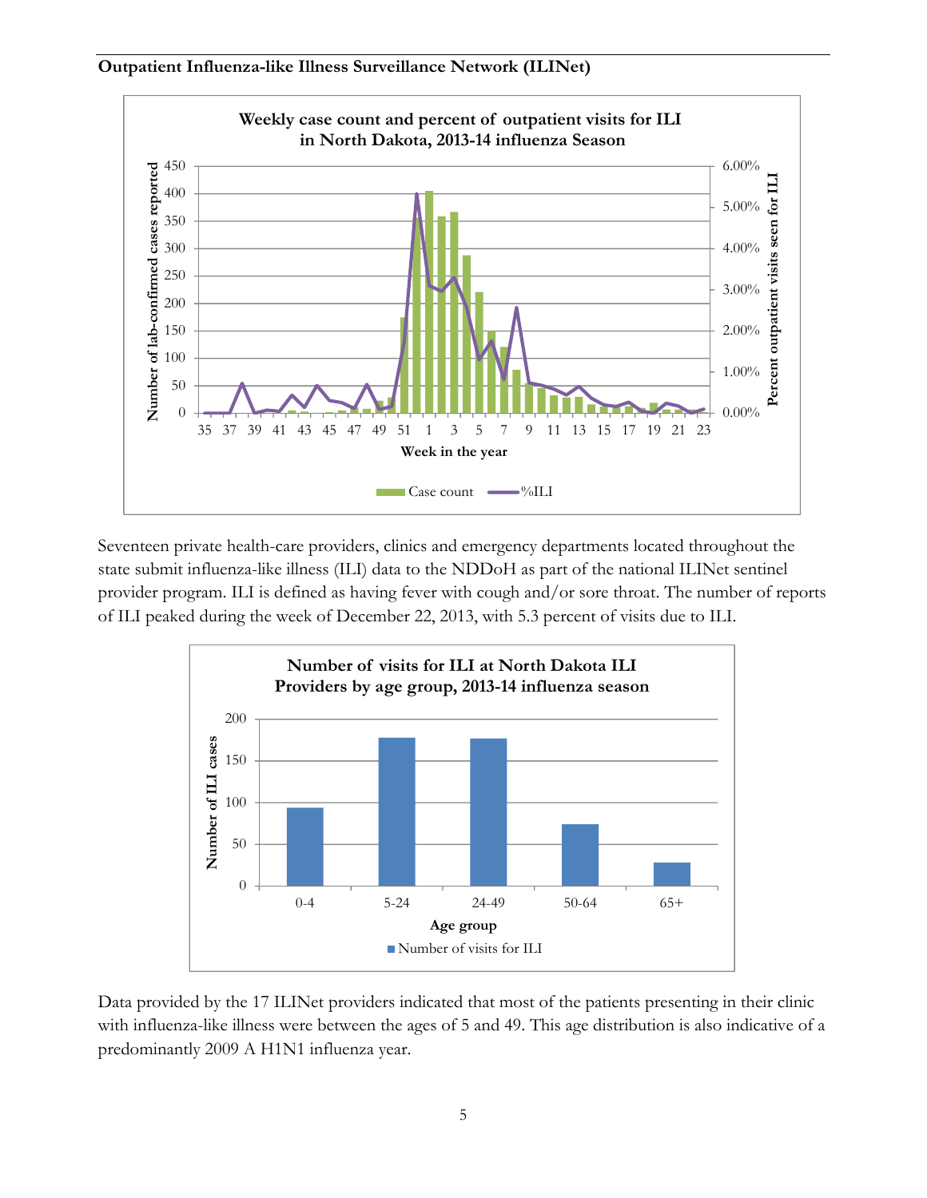**Outpatient Influenza-like Illness Surveillance Network (ILINet)**

Weekly case count and percent of outpatient visits for ILI in North Dakota, 2013-14 influenza Season

Number of lab-confirmed cases reported

450
400
350
300
250
200
150
100
50
0

Percent outpatient visits seen for ILI

6.00%
5.00%
4.00%
3.00%
2.00%
1.00%
0.00%

35 37 39 41 43 45 47 49 51 1 3 5 7 9 11 13 15 17 19 21 23

Week in the year

Case count
%ILI

Seventeen private health-care providers, clinics and emergency departments located throughout the state submit influenza-like illness (ILI) data to the NDDoH as part of the national ILINet sentinel provider program. ILI is defined as having fever with cough and/or sore throat. The number of reports of ILI peaked during the week of December 22, 2013, with 5.3 percent of visits due to ILI.

Number of visits for ILI at North Dakota ILI Providers by age group, 2013-14 influenza season

Number of ILI cases

200
150
100
50
0

0-4
5-24
24-49
50-64
65+

Age group

Number of visits for ILI

Data provided by the 17 ILINet providers indicated that most of the patients presenting in their clinic with influenza-like illness were between the ages of 5 and 49. This age distribution is also indicative of a predominantly 2009 A H1N1 influenza year.